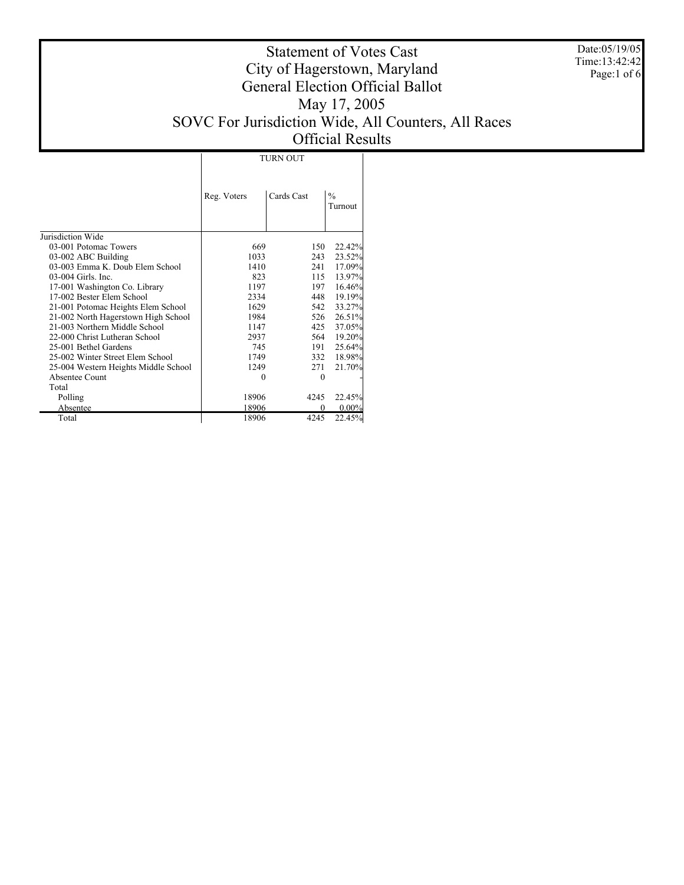# Statement of Votes Cast
# City of Hagerstown, Maryland
# General Election Official Ballot
# May 17, 2005
# SOVC For Jurisdiction Wide, All Counters, All Races
# Official Results

Date:05/19/05
Time:13:42:42

| | TURN OUT | | |
|---|---|---|---|
| | Reg. Voters | Cards Cast | % Turnout |
| Jurisdiction Wide | | | |
| 03-001 Potomac Towers | 669 | 150 | 22.42% |
| 03-002 ABC Building | 1033 | 243 | 23.52% |
| 03-003 Emma K. Doub Elem School | 1410 | 241 | 17.09% |
| 03-004 Girls. Inc. | 823 | 115 | 13.97% |
| 17-001 Washington Co. Library | 1197 | 197 | 16.46% |
| 17-002 Bester Elem School | 2334 | 448 | 19.19% |
| 21-001 Potomac Heights Elem School | 1629 | 542 | 33.27% |
| 21-002 North Hagerstown High School | 1984 | 526 | 26.51% |
| 21-003 Northern Middle School | 1147 | 425 | 37.05% |
| 22-000 Christ Lutheran School | 2937 | 564 | 19.20% |
| 25-001 Bethel Gardens | 745 | 191 | 25.64% |
| 25-002 Winter Street Elem School | 1749 | 332 | 18.98% |
| 25-004 Western Heights Middle School | 1249 | 271 | 21.70% |
| Absentee Count | 0 | 0 | - |
| Total | | | |
| Polling | 18906 | 4245 | 22.45% |
| Absentee | 18906 | 0 | 0.00% |
| Total | 18906 | 4245 | 22.45% |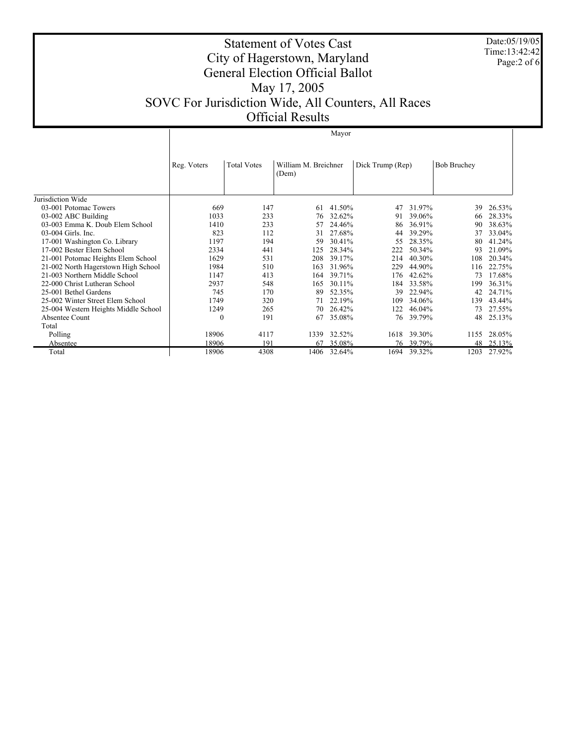# Statement of Votes Cast

## City of Hagerstown, Maryland

## General Election Official Ballot

## May 17, 2005

## SOVC For Jurisdiction Wide, All Counters, All Races

## Official Results

Date:05/19/05
Time:13:42:42

| | Reg. Voters | Total Votes | Mayor | | | | | |
|---|---|---|---|---|---|---|---|---|
| | | | William M. Breichner (Dem) | | Dick Trump (Rep) | | Bob Bruchey | |
| Jurisdiction Wide | | | | | | | | |
| 03-001 Potomac Towers | 669 | 147 | 61 | 41.50% | 47 | 31.97% | 39 | 26.53% |
| 03-002 ABC Building | 1033 | 233 | 76 | 32.62% | 91 | 39.06% | 66 | 28.33% |
| 03-003 Emma K. Doub Elem School | 1410 | 233 | 57 | 24.46% | 86 | 36.91% | 90 | 38.63% |
| 03-004 Girls. Inc. | 823 | 112 | 31 | 27.68% | 44 | 39.29% | 37 | 33.04% |
| 17-001 Washington Co. Library | 1197 | 194 | 59 | 30.41% | 55 | 28.35% | 80 | 41.24% |
| 17-002 Bester Elem School | 2334 | 441 | 125 | 28.34% | 222 | 50.34% | 93 | 21.09% |
| 21-001 Potomac Heights Elem School | 1629 | 531 | 208 | 39.17% | 214 | 40.30% | 108 | 20.34% |
| 21-002 North Hagerstown High School | 1984 | 510 | 163 | 31.96% | 229 | 44.90% | 116 | 22.75% |
| 21-003 Northern Middle School | 1147 | 413 | 164 | 39.71% | 176 | 42.62% | 73 | 17.68% |
| 22-000 Christ Lutheran School | 2937 | 548 | 165 | 30.11% | 184 | 33.58% | 199 | 36.31% |
| 25-001 Bethel Gardens | 745 | 170 | 89 | 52.35% | 39 | 22.94% | 42 | 24.71% |
| 25-002 Winter Street Elem School | 1749 | 320 | 71 | 22.19% | 109 | 34.06% | 139 | 43.44% |
| 25-004 Western Heights Middle School | 1249 | 265 | 70 | 26.42% | 122 | 46.04% | 73 | 27.55% |
| Absentee Count | 0 | 191 | 67 | 35.08% | 76 | 39.79% | 48 | 25.13% |
| Total | | | | | | | | |
| Polling | 18906 | 4117 | 1339 | 32.52% | 1618 | 39.30% | 1155 | 28.05% |
| Absentee | 18906 | 191 | 67 | 35.08% | 76 | 39.79% | 48 | 25.13% |
| Total | 18906 | 4308 | 1406 | 32.64% | 1694 | 39.32% | 1203 | 27.92% |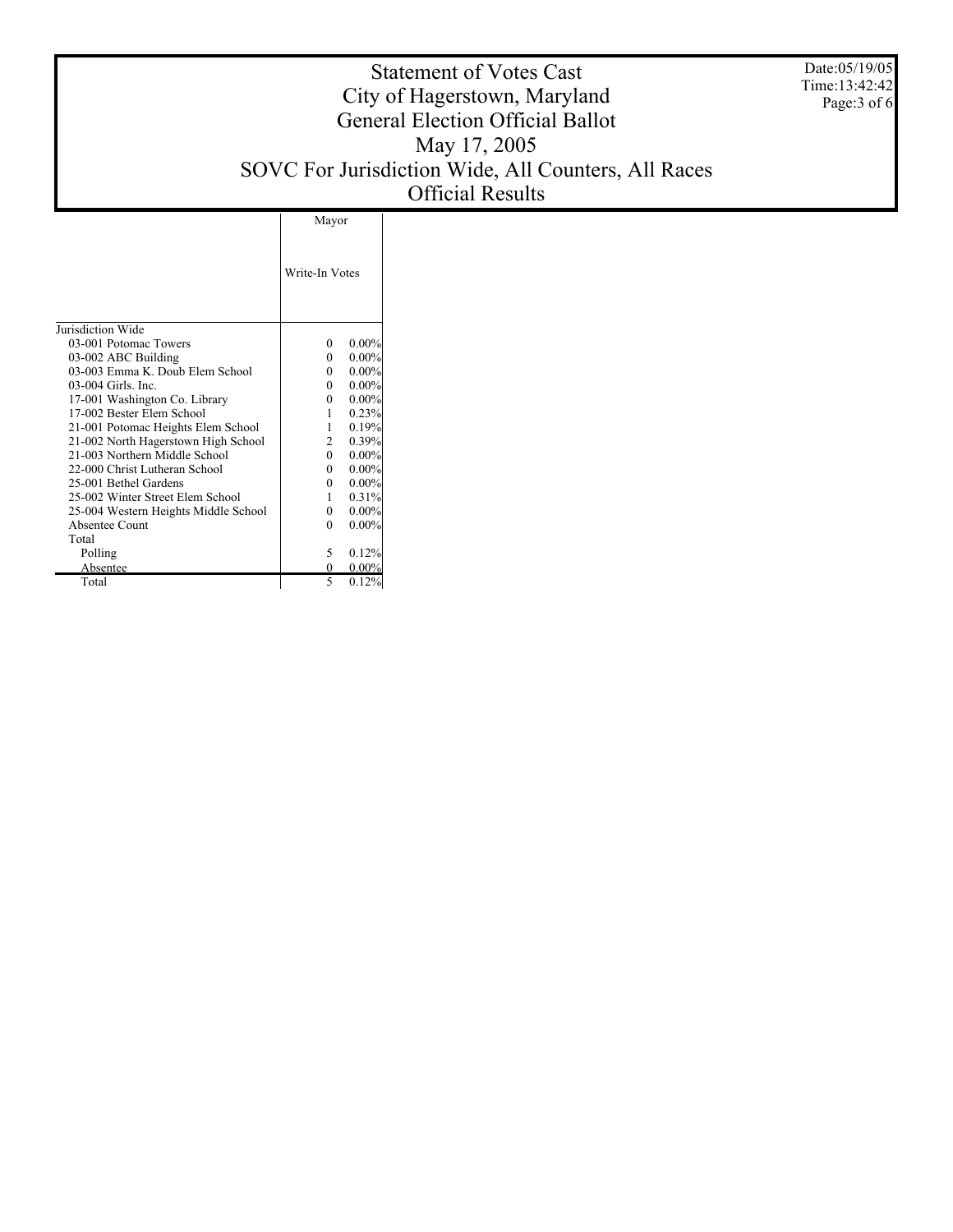# Statement of Votes Cast
# City of Hagerstown, Maryland
# General Election Official Ballot
# May 17, 2005
# SOVC For Jurisdiction Wide, All Counters, All Races
# Official Results

Date:05/19/05
Time:13:42:42

| | Mayor | |
|---|---|---|
| | Write-In Votes | |
| Jurisdiction Wide | | |
| 03-001 Potomac Towers | 0 | 0.00% |
| 03-002 ABC Building | 0 | 0.00% |
| 03-003 Emma K. Doub Elem School | 0 | 0.00% |
| 03-004 Girls. Inc. | 0 | 0.00% |
| 17-001 Washington Co. Library | 0 | 0.00% |
| 17-002 Bester Elem School | 1 | 0.23% |
| 21-001 Potomac Heights Elem School | 1 | 0.19% |
| 21-002 North Hagerstown High School | 2 | 0.39% |
| 21-003 Northern Middle School | 0 | 0.00% |
| 22-000 Christ Lutheran School | 0 | 0.00% |
| 25-001 Bethel Gardens | 0 | 0.00% |
| 25-002 Winter Street Elem School | 1 | 0.31% |
| 25-004 Western Heights Middle School | 0 | 0.00% |
| Absentee Count | 0 | 0.00% |
| Total | | |
| Polling | 5 | 0.12% |
| Absentee | 0 | 0.00% |
| Total | 5 | 0.12% |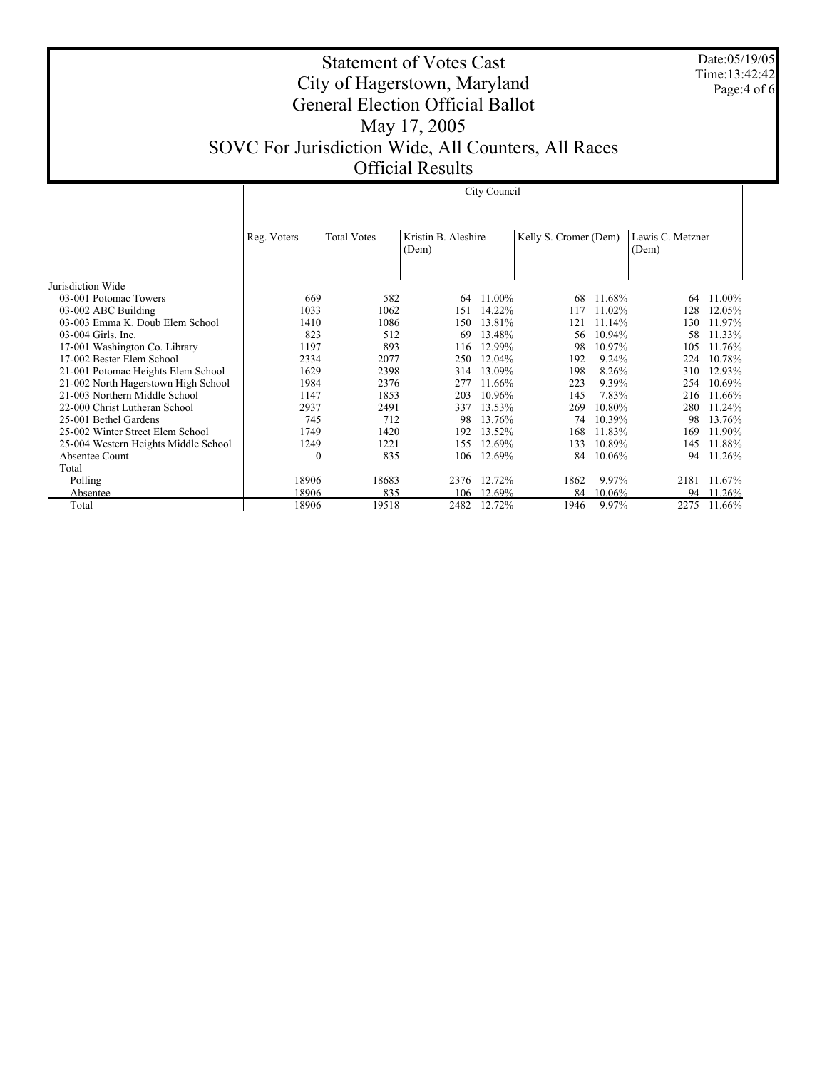# Statement of Votes Cast
# City of Hagerstown, Maryland
# General Election Official Ballot
# May 17, 2005
# SOVC For Jurisdiction Wide, All Counters, All Races
# Official Results

Date:05/19/05
Time:13:42:42

| | City Council | | | | | | | |
|---|---|---|---|---|---|---|---|---|
| | Reg. Voters | Total Votes | Kristin B. Aleshire (Dem) | | Kelly S. Cromer (Dem) | | Lewis C. Metzner (Dem) | |
| Jurisdiction Wide | | | | | | | | |
| 03-001 Potomac Towers | 669 | 582 | 64 | 11.00% | 68 | 11.68% | 64 | 11.00% |
| 03-002 ABC Building | 1033 | 1062 | 151 | 14.22% | 117 | 11.02% | 128 | 12.05% |
| 03-003 Emma K. Doub Elem School | 1410 | 1086 | 150 | 13.81% | 121 | 11.14% | 130 | 11.97% |
| 03-004 Girls. Inc. | 823 | 512 | 69 | 13.48% | 56 | 10.94% | 58 | 11.33% |
| 17-001 Washington Co. Library | 1197 | 893 | 116 | 12.99% | 98 | 10.97% | 105 | 11.76% |
| 17-002 Bester Elem School | 2334 | 2077 | 250 | 12.04% | 192 | 9.24% | 224 | 10.78% |
| 21-001 Potomac Heights Elem School | 1629 | 2398 | 314 | 13.09% | 198 | 8.26% | 310 | 12.93% |
| 21-002 North Hagerstown High School | 1984 | 2376 | 277 | 11.66% | 223 | 9.39% | 254 | 10.69% |
| 21-003 Northern Middle School | 1147 | 1853 | 203 | 10.96% | 145 | 7.83% | 216 | 11.66% |
| 22-000 Christ Lutheran School | 2937 | 2491 | 337 | 13.53% | 269 | 10.80% | 280 | 11.24% |
| 25-001 Bethel Gardens | 745 | 712 | 98 | 13.76% | 74 | 10.39% | 98 | 13.76% |
| 25-002 Winter Street Elem School | 1749 | 1420 | 192 | 13.52% | 168 | 11.83% | 169 | 11.90% |
| 25-004 Western Heights Middle School | 1249 | 1221 | 155 | 12.69% | 133 | 10.89% | 145 | 11.88% |
| Absentee Count | 0 | 835 | 106 | 12.69% | 84 | 10.06% | 94 | 11.26% |
| Total | | | | | | | | |
| Polling | 18906 | 18683 | 2376 | 12.72% | 1862 | 9.97% | 2181 | 11.67% |
| Absentee | 18906 | 835 | 106 | 12.69% | 84 | 10.06% | 94 | 11.26% |
| Total | 18906 | 19518 | 2482 | 12.72% | 1946 | 9.97% | 2275 | 11.66% |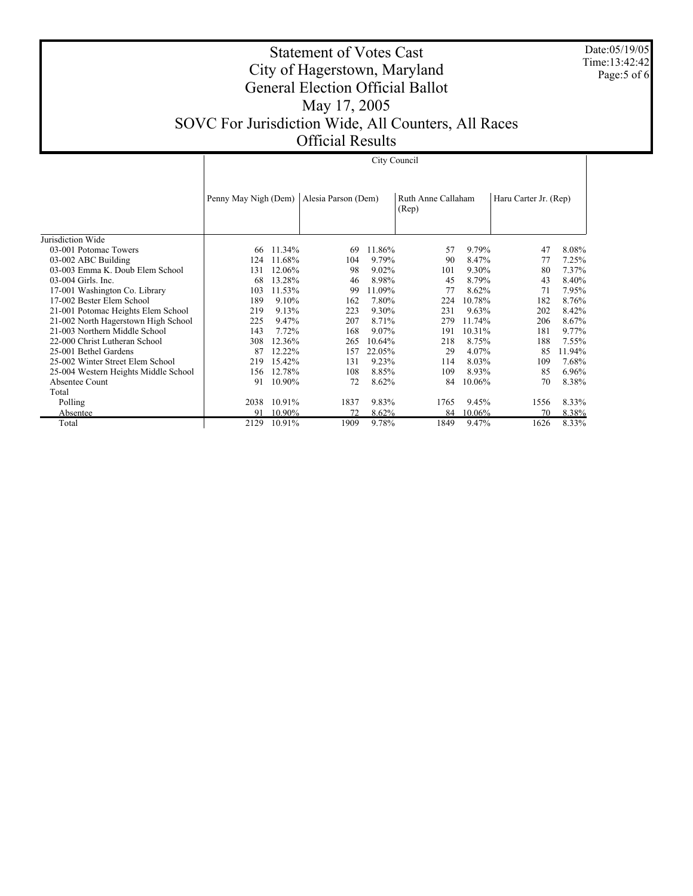# Statement of Votes Cast
# City of Hagerstown, Maryland
# General Election Official Ballot
# May 17, 2005
# SOVC For Jurisdiction Wide, All Counters, All Races
# Official Results

Date:05/19/05
Time:13:42:42

| | City Council | | | | | | | |
|---|---|---|---|---|---|---|---|---|
| | Penny May Nigh (Dem) | | Alesia Parson (Dem) | | Ruth Anne Callaham (Rep) | | Haru Carter Jr. (Rep) | |
| Jurisdiction Wide | | | | | | | | |
| 03-001 Potomac Towers | 66 | 11.34% | 69 | 11.86% | 57 | 9.79% | 47 | 8.08% |
| 03-002 ABC Building | 124 | 11.68% | 104 | 9.79% | 90 | 8.47% | 77 | 7.25% |
| 03-003 Emma K. Doub Elem School | 131 | 12.06% | 98 | 9.02% | 101 | 9.30% | 80 | 7.37% |
| 03-004 Girls. Inc. | 68 | 13.28% | 46 | 8.98% | 45 | 8.79% | 43 | 8.40% |
| 17-001 Washington Co. Library | 103 | 11.53% | 99 | 11.09% | 77 | 8.62% | 71 | 7.95% |
| 17-002 Bester Elem School | 189 | 9.10% | 162 | 7.80% | 224 | 10.78% | 182 | 8.76% |
| 21-001 Potomac Heights Elem School | 219 | 9.13% | 223 | 9.30% | 231 | 9.63% | 202 | 8.42% |
| 21-002 North Hagerstown High School | 225 | 9.47% | 207 | 8.71% | 279 | 11.74% | 206 | 8.67% |
| 21-003 Northern Middle School | 143 | 7.72% | 168 | 9.07% | 191 | 10.31% | 181 | 9.77% |
| 22-000 Christ Lutheran School | 308 | 12.36% | 265 | 10.64% | 218 | 8.75% | 188 | 7.55% |
| 25-001 Bethel Gardens | 87 | 12.22% | 157 | 22.05% | 29 | 4.07% | 85 | 11.94% |
| 25-002 Winter Street Elem School | 219 | 15.42% | 131 | 9.23% | 114 | 8.03% | 109 | 7.68% |
| 25-004 Western Heights Middle School | 156 | 12.78% | 108 | 8.85% | 109 | 8.93% | 85 | 6.96% |
| Absentee Count | 91 | 10.90% | 72 | 8.62% | 84 | 10.06% | 70 | 8.38% |
| Total | | | | | | | | |
| Polling | 2038 | 10.91% | 1837 | 9.83% | 1765 | 9.45% | 1556 | 8.33% |
| Absentee | 91 | 10.90% | 72 | 8.62% | 84 | 10.06% | 70 | 8.38% |
| Total | 2129 | 10.91% | 1909 | 9.78% | 1849 | 9.47% | 1626 | 8.33% |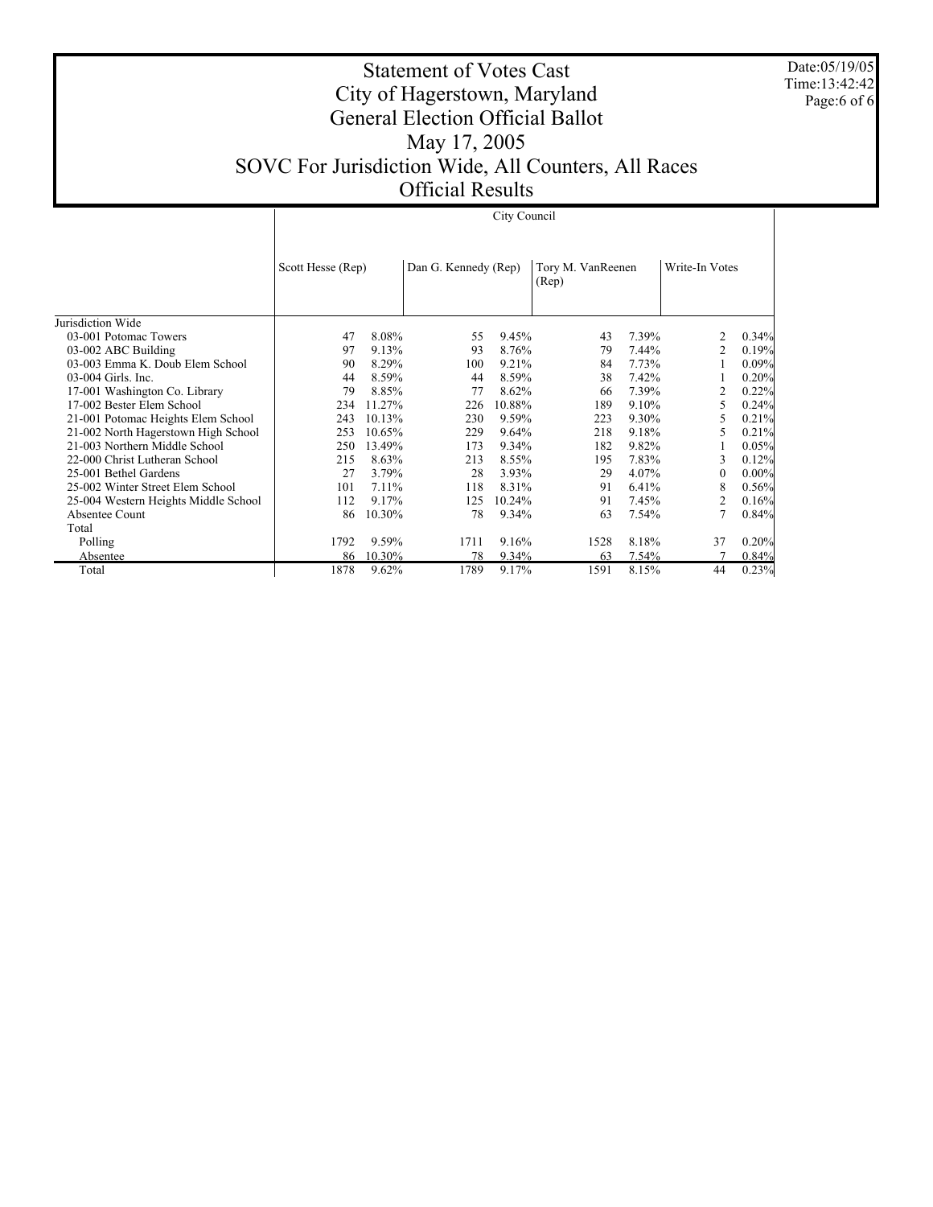# Statement of Votes Cast
# City of Hagerstown, Maryland
# General Election Official Ballot
# May 17, 2005
# SOVC For Jurisdiction Wide, All Counters, All Races
# Official Results

Date:05/19/05
Time:13:42:42

| | City Council | | | | | | | |
|---|---|---|---|---|---|---|---|---|
| | Scott Hesse (Rep) | | Dan G. Kennedy (Rep) | | Tory M. VanReenen (Rep) | | Write-In Votes | |
| Jurisdiction Wide | | | | | | | | |
| 03-001 Potomac Towers | 47 | 8.08% | 55 | 9.45% | 43 | 7.39% | 2 | 0.34% |
| 03-002 ABC Building | 97 | 9.13% | 93 | 8.76% | 79 | 7.44% | 2 | 0.19% |
| 03-003 Emma K. Doub Elem School | 90 | 8.29% | 100 | 9.21% | 84 | 7.73% | 1 | 0.09% |
| 03-004 Girls. Inc. | 44 | 8.59% | 44 | 8.59% | 38 | 7.42% | 1 | 0.20% |
| 17-001 Washington Co. Library | 79 | 8.85% | 77 | 8.62% | 66 | 7.39% | 2 | 0.22% |
| 17-002 Bester Elem School | 234 | 11.27% | 226 | 10.88% | 189 | 9.10% | 5 | 0.24% |
| 21-001 Potomac Heights Elem School | 243 | 10.13% | 230 | 9.59% | 223 | 9.30% | 5 | 0.21% |
| 21-002 North Hagerstown High School | 253 | 10.65% | 229 | 9.64% | 218 | 9.18% | 5 | 0.21% |
| 21-003 Northern Middle School | 250 | 13.49% | 173 | 9.34% | 182 | 9.82% | 1 | 0.05% |
| 22-000 Christ Lutheran School | 215 | 8.63% | 213 | 8.55% | 195 | 7.83% | 3 | 0.12% |
| 25-001 Bethel Gardens | 27 | 3.79% | 28 | 3.93% | 29 | 4.07% | 0 | 0.00% |
| 25-002 Winter Street Elem School | 101 | 7.11% | 118 | 8.31% | 91 | 6.41% | 8 | 0.56% |
| 25-004 Western Heights Middle School | 112 | 9.17% | 125 | 10.24% | 91 | 7.45% | 2 | 0.16% |
| Absentee Count | 86 | 10.30% | 78 | 9.34% | 63 | 7.54% | 7 | 0.84% |
| Total | | | | | | | | |
| Polling | 1792 | 9.59% | 1711 | 9.16% | 1528 | 8.18% | 37 | 0.20% |
| Absentee | 86 | 10.30% | 78 | 9.34% | 63 | 7.54% | 7 | 0.84% |
| Total | 1878 | 9.62% | 1789 | 9.17% | 1591 | 8.15% | 44 | 0.23% |